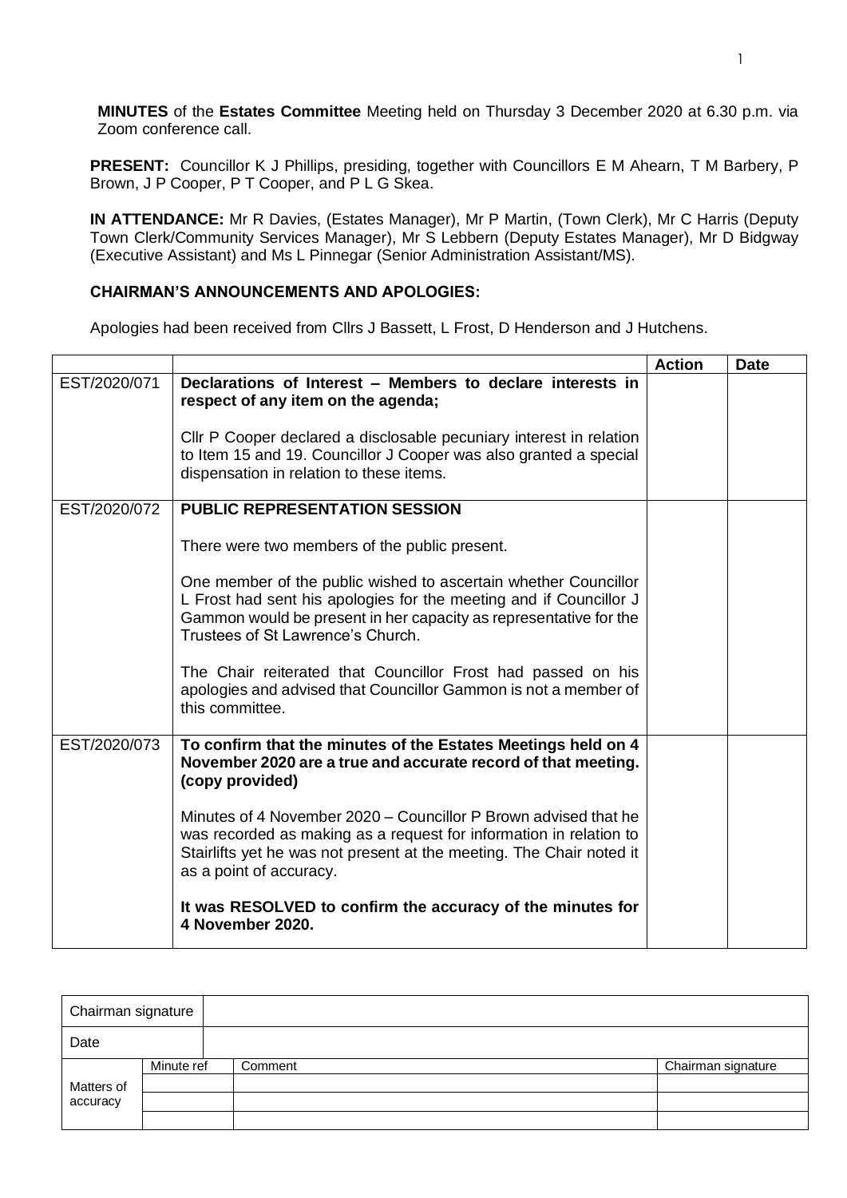**MINUTES** of the **Estates Committee** Meeting held on Thursday 3 December 2020 at 6.30 p.m. via Zoom conference call.

**PRESENT:** Councillor K J Phillips, presiding, together with Councillors E M Ahearn, T M Barbery, P Brown, J P Cooper, P T Cooper, and P L G Skea.

**IN ATTENDANCE:** Mr R Davies, (Estates Manager), Mr P Martin, (Town Clerk), Mr C Harris (Deputy Town Clerk/Community Services Manager), Mr S Lebbern (Deputy Estates Manager), Mr D Bidgway (Executive Assistant) and Ms L Pinnegar (Senior Administration Assistant/MS).

**CHAIRMAN'S ANNOUNCEMENTS AND APOLOGIES:**

Apologies had been received from Cllrs J Bassett, L Frost, D Henderson and J Hutchens.

| | | Action | Date |
|---|---|---|---|
| EST/2020/071 | **Declarations of Interest – Members to declare interests in respect of any item on the agenda;**<br><br>Cllr P Cooper declared a disclosable pecuniary interest in relation to Item 15 and 19. Councillor J Cooper was also granted a special dispensation in relation to these items. | | |
| EST/2020/072 | **PUBLIC REPRESENTATION SESSION**<br><br>There were two members of the public present.<br><br>One member of the public wished to ascertain whether Councillor L Frost had sent his apologies for the meeting and if Councillor J Gammon would be present in her capacity as representative for the Trustees of St Lawrence's Church.<br><br>The Chair reiterated that Councillor Frost had passed on his apologies and advised that Councillor Gammon is not a member of this committee. | | |
| EST/2020/073 | **To confirm that the minutes of the Estates Meetings held on 4 November 2020 are a true and accurate record of that meeting. (copy provided)**<br><br>Minutes of 4 November 2020 – Councillor P Brown advised that he was recorded as making as a request for information in relation to Stairlifts yet he was not present at the meeting. The Chair noted it as a point of accuracy.<br><br>**It was RESOLVED to confirm the accuracy of the minutes for 4 November 2020.** | | |

| Chairman signature | | | |
|---|---|---|---|
| Date | | | |
| Matters of accuracy | Minute ref | Comment | Chairman signature |
| | | | |
| | | | |
| | | | |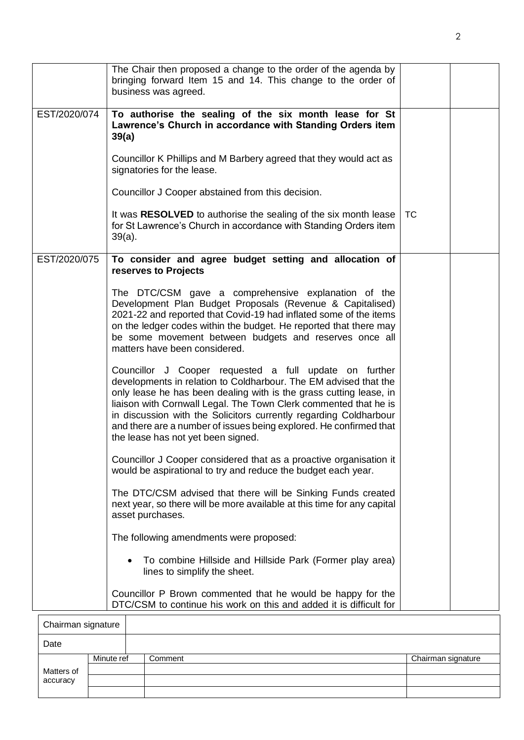| | | | |
|---|---|---|---|
| | The Chair then proposed a change to the order of the agenda by bringing forward Item 15 and 14. This change to the order of business was agreed. | | |
| EST/2020/074 | **To authorise the sealing of the six month lease for St Lawrence's Church in accordance with Standing Orders item 39(a)**<br><br>Councillor K Phillips and M Barbery agreed that they would act as signatories for the lease.<br><br>Councillor J Cooper abstained from this decision.<br><br>It was **RESOLVED** to authorise the sealing of the six month lease for St Lawrence's Church in accordance with Standing Orders item 39(a). | TC | |
| EST/2020/075 | **To consider and agree budget setting and allocation of reserves to Projects**<br><br>The DTC/CSM gave a comprehensive explanation of the Development Plan Budget Proposals (Revenue & Capitalised) 2021-22 and reported that Covid-19 had inflated some of the items on the ledger codes within the budget. He reported that there may be some movement between budgets and reserves once all matters have been considered.<br><br>Councillor J Cooper requested a full update on further developments in relation to Coldharbour. The EM advised that the only lease he has been dealing with is the grass cutting lease, in liaison with Cornwall Legal. The Town Clerk commented that he is in discussion with the Solicitors currently regarding Coldharbour and there are a number of issues being explored. He confirmed that the lease has not yet been signed.<br><br>Councillor J Cooper considered that as a proactive organisation it would be aspirational to try and reduce the budget each year.<br><br>The DTC/CSM advised that there will be Sinking Funds created next year, so there will be more available at this time for any capital asset purchases.<br><br>The following amendments were proposed:<br><br>• To combine Hillside and Hillside Park (Former play area) lines to simplify the sheet.<br><br>Councillor P Brown commented that he would be happy for the DTC/CSM to continue his work on this and added it is difficult for | | |

| Chairman signature | | | |
|---|---|---|---|
| Date | | | |
| Matters of accuracy | Minute ref | Comment | Chairman signature |
| | | | |
| | | | |
| | | | |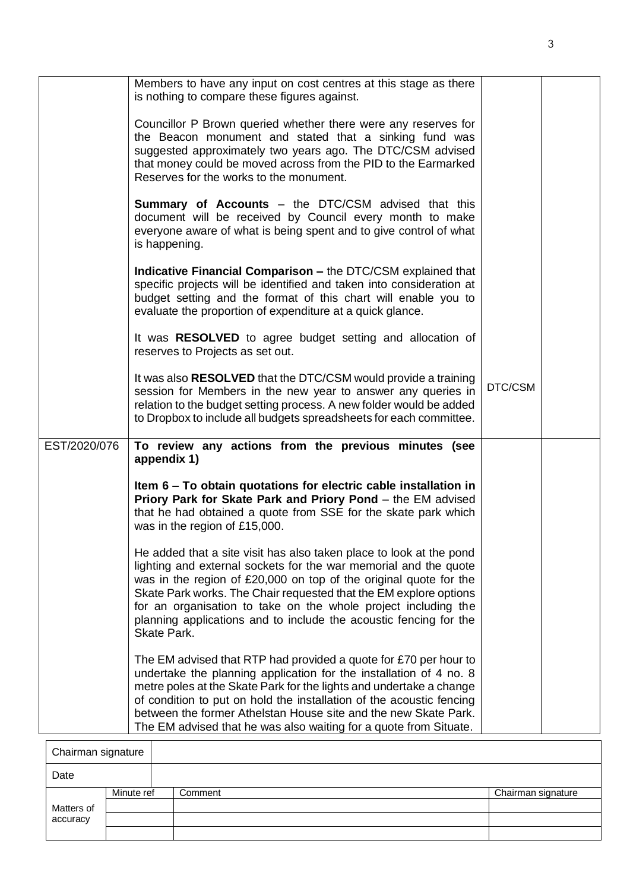| | | | |
|---|---|---|---|
| | Members to have any input on cost centres at this stage as there is nothing to compare these figures against.<br><br>Councillor P Brown queried whether there were any reserves for the Beacon monument and stated that a sinking fund was suggested approximately two years ago. The DTC/CSM advised that money could be moved across from the PID to the Earmarked Reserves for the works to the monument.<br><br>**Summary of Accounts** – the DTC/CSM advised that this document will be received by Council every month to make everyone aware of what is being spent and to give control of what is happening.<br><br>**Indicative Financial Comparison –** the DTC/CSM explained that specific projects will be identified and taken into consideration at budget setting and the format of this chart will enable you to evaluate the proportion of expenditure at a quick glance.<br><br>It was **RESOLVED** to agree budget setting and allocation of reserves to Projects as set out.<br><br>It was also **RESOLVED** that the DTC/CSM would provide a training session for Members in the new year to answer any queries in relation to the budget setting process. A new folder would be added to Dropbox to include all budgets spreadsheets for each committee. | DTC/CSM | |
| EST/2020/076 | **To review any actions from the previous minutes (see appendix 1)**<br><br>**Item 6 – To obtain quotations for electric cable installation in Priory Park for Skate Park and Priory Pond** – the EM advised that he had obtained a quote from SSE for the skate park which was in the region of £15,000.<br><br>He added that a site visit has also taken place to look at the pond lighting and external sockets for the war memorial and the quote was in the region of £20,000 on top of the original quote for the Skate Park works. The Chair requested that the EM explore options for an organisation to take on the whole project including the planning applications and to include the acoustic fencing for the Skate Park.<br><br>The EM advised that RTP had provided a quote for £70 per hour to undertake the planning application for the installation of 4 no. 8 metre poles at the Skate Park for the lights and undertake a change of condition to put on hold the installation of the acoustic fencing between the former Athelstan House site and the new Skate Park. The EM advised that he was also waiting for a quote from Situate. | | |

| Chairman signature | | | |
|---|---|---|---|
| Date | | | |
| Matters of accuracy | Minute ref | Comment | Chairman signature |
| | | | |
| | | | |
| | | | |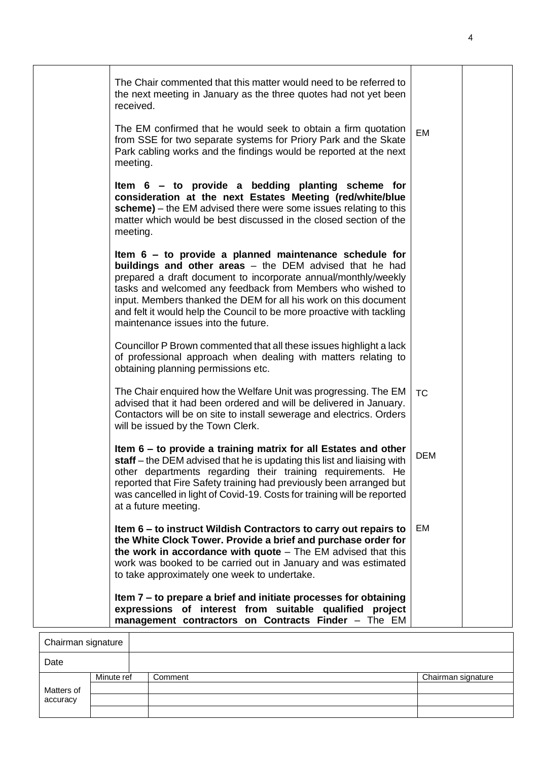| | | | |
|---|---|---|---|
| | The Chair commented that this matter would need to be referred to the next meeting in January as the three quotes had not yet been received. | | |
| | The EM confirmed that he would seek to obtain a firm quotation from SSE for two separate systems for Priory Park and the Skate Park cabling works and the findings would be reported at the next meeting. | EM | |
| | **Item 6 – to provide a bedding planting scheme for consideration at the next Estates Meeting (red/white/blue scheme)** – the EM advised there were some issues relating to this matter which would be best discussed in the closed section of the meeting. | | |
| | **Item 6 – to provide a planned maintenance schedule for buildings and other areas** – the DEM advised that he had prepared a draft document to incorporate annual/monthly/weekly tasks and welcomed any feedback from Members who wished to input. Members thanked the DEM for all his work on this document and felt it would help the Council to be more proactive with tackling maintenance issues into the future. | | |
| | Councillor P Brown commented that all these issues highlight a lack of professional approach when dealing with matters relating to obtaining planning permissions etc. | | |
| | The Chair enquired how the Welfare Unit was progressing. The EM advised that it had been ordered and will be delivered in January. Contactors will be on site to install sewerage and electrics. Orders will be issued by the Town Clerk. | TC | |
| | **Item 6 – to provide a training matrix for all Estates and other staff** – the DEM advised that he is updating this list and liaising with other departments regarding their training requirements. He reported that Fire Safety training had previously been arranged but was cancelled in light of Covid-19. Costs for training will be reported at a future meeting. | DEM | |
| | **Item 6 – to instruct Wildish Contractors to carry out repairs to the White Clock Tower. Provide a brief and purchase order for the work in accordance with quote** – The EM advised that this work was booked to be carried out in January and was estimated to take approximately one week to undertake. | EM | |
| | **Item 7 – to prepare a brief and initiate processes for obtaining expressions of interest from suitable qualified project management contractors on Contracts Finder** – The EM | | |

| Chairman signature | | | |
|---|---|---|---|
| Date | | | |
| Matters of accuracy | Minute ref | Comment | Chairman signature |
| | | | |
| | | | |
| | | | |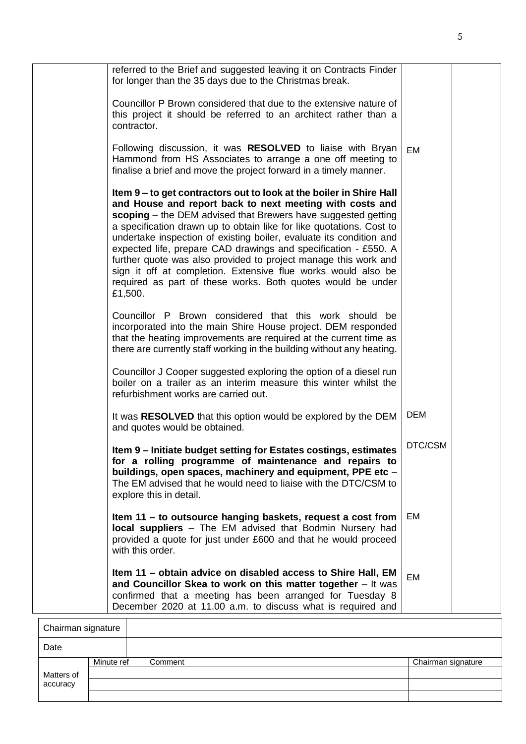| | | | |
|---|---|---|---|
| | referred to the Brief and suggested leaving it on Contracts Finder for longer than the 35 days due to the Christmas break.<br><br>Councillor P Brown considered that due to the extensive nature of this project it should be referred to an architect rather than a contractor.<br><br>Following discussion, it was **RESOLVED** to liaise with Bryan Hammond from HS Associates to arrange a one off meeting to finalise a brief and move the project forward in a timely manner. | EM | |
| | **Item 9 – to get contractors out to look at the boiler in Shire Hall and House and report back to next meeting with costs and scoping** – the DEM advised that Brewers have suggested getting a specification drawn up to obtain like for like quotations. Cost to undertake inspection of existing boiler, evaluate its condition and expected life, prepare CAD drawings and specification - £550. A further quote was also provided to project manage this work and sign it off at completion. Extensive flue works would also be required as part of these works. Both quotes would be under £1,500.<br><br>Councillor P Brown considered that this work should be incorporated into the main Shire House project. DEM responded that the heating improvements are required at the current time as there are currently staff working in the building without any heating.<br><br>Councillor J Cooper suggested exploring the option of a diesel run boiler on a trailer as an interim measure this winter whilst the refurbishment works are carried out.<br><br>It was **RESOLVED** that this option would be explored by the DEM and quotes would be obtained. | DEM | |
| | **Item 9 – Initiate budget setting for Estates costings, estimates for a rolling programme of maintenance and repairs to buildings, open spaces, machinery and equipment, PPE etc** – The EM advised that he would need to liaise with the DTC/CSM to explore this in detail. | DTC/CSM | |
| | **Item 11 – to outsource hanging baskets, request a cost from local suppliers** – The EM advised that Bodmin Nursery had provided a quote for just under £600 and that he would proceed with this order. | EM | |
| | **Item 11 – obtain advice on disabled access to Shire Hall, EM and Councillor Skea to work on this matter together** – It was confirmed that a meeting has been arranged for Tuesday 8 December 2020 at 11.00 a.m. to discuss what is required and | EM | |

| Chairman signature | | | |
|---|---|---|---|
| Date | | | |
| Matters of accuracy | Minute ref | Comment | Chairman signature |
| | | | |
| | | | |
| | | | |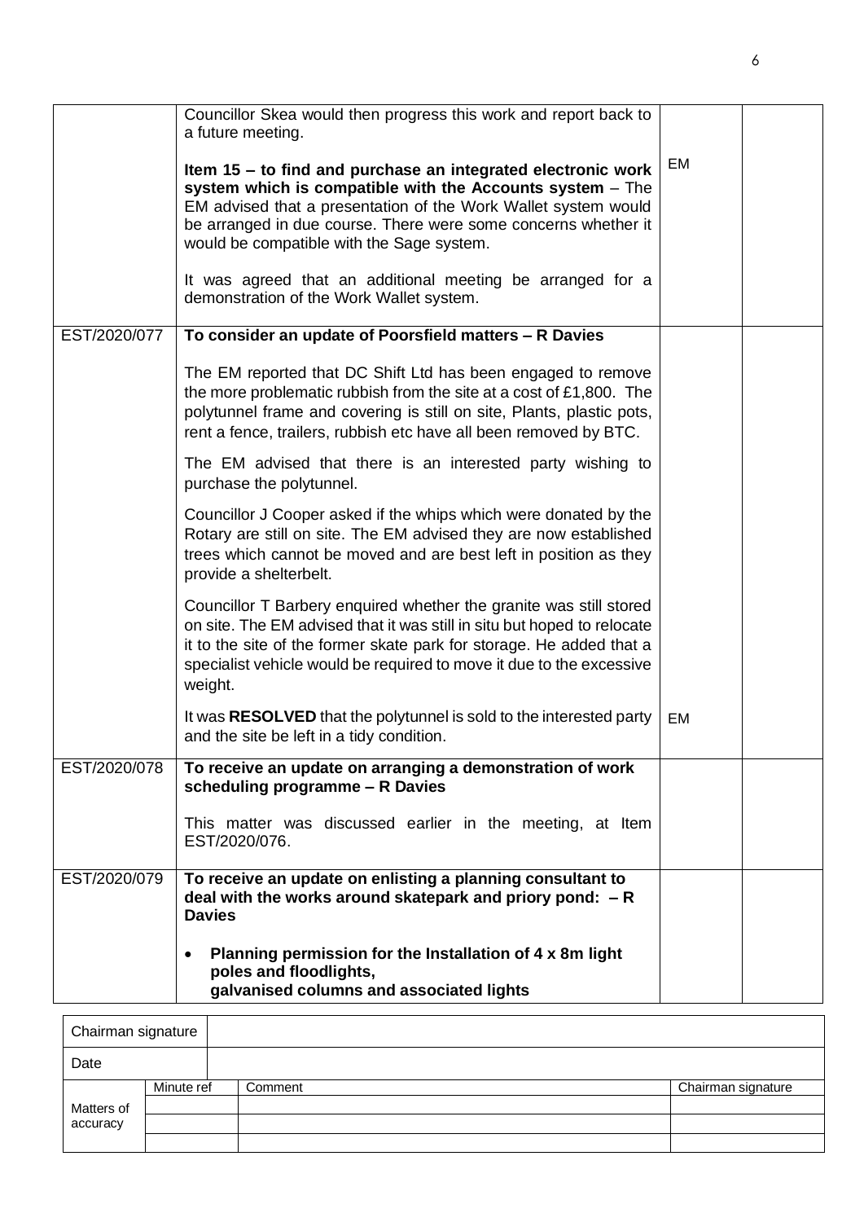|  |  |  |  |
|---|---|---|---|
|  | Councillor Skea would then progress this work and report back to a future meeting.<br><br>**Item 15 – to find and purchase an integrated electronic work system which is compatible with the Accounts system** – The EM advised that a presentation of the Work Wallet system would be arranged in due course. There were some concerns whether it would be compatible with the Sage system.<br><br>It was agreed that an additional meeting be arranged for a demonstration of the Work Wallet system. | EM |  |
| EST/2020/077 | **To consider an update of Poorsfield matters – R Davies**<br><br>The EM reported that DC Shift Ltd has been engaged to remove the more problematic rubbish from the site at a cost of £1,800. The polytunnel frame and covering is still on site, Plants, plastic pots, rent a fence, trailers, rubbish etc have all been removed by BTC.<br><br>The EM advised that there is an interested party wishing to purchase the polytunnel.<br><br>Councillor J Cooper asked if the whips which were donated by the Rotary are still on site. The EM advised they are now established trees which cannot be moved and are best left in position as they provide a shelterbelt.<br><br>Councillor T Barbery enquired whether the granite was still stored on site. The EM advised that it was still in situ but hoped to relocate it to the site of the former skate park for storage. He added that a specialist vehicle would be required to move it due to the excessive weight.<br><br>It was **RESOLVED** that the polytunnel is sold to the interested party and the site be left in a tidy condition. | EM |  |
| EST/2020/078 | **To receive an update on arranging a demonstration of work scheduling programme – R Davies**<br><br>This matter was discussed earlier in the meeting, at Item EST/2020/076. |  |  |
| EST/2020/079 | **To receive an update on enlisting a planning consultant to deal with the works around skatepark and priory pond: – R Davies**<br><br>• **Planning permission for the Installation of 4 x 8m light poles and floodlights, galvanised columns and associated lights** |  |  |

| Chairman signature |  |  |  |
|---|---|---|---|
| Date |  |  |  |
| Matters of accuracy | Minute ref | Comment | Chairman signature |
|  |  |  |  |
|  |  |  |  |
|  |  |  |  |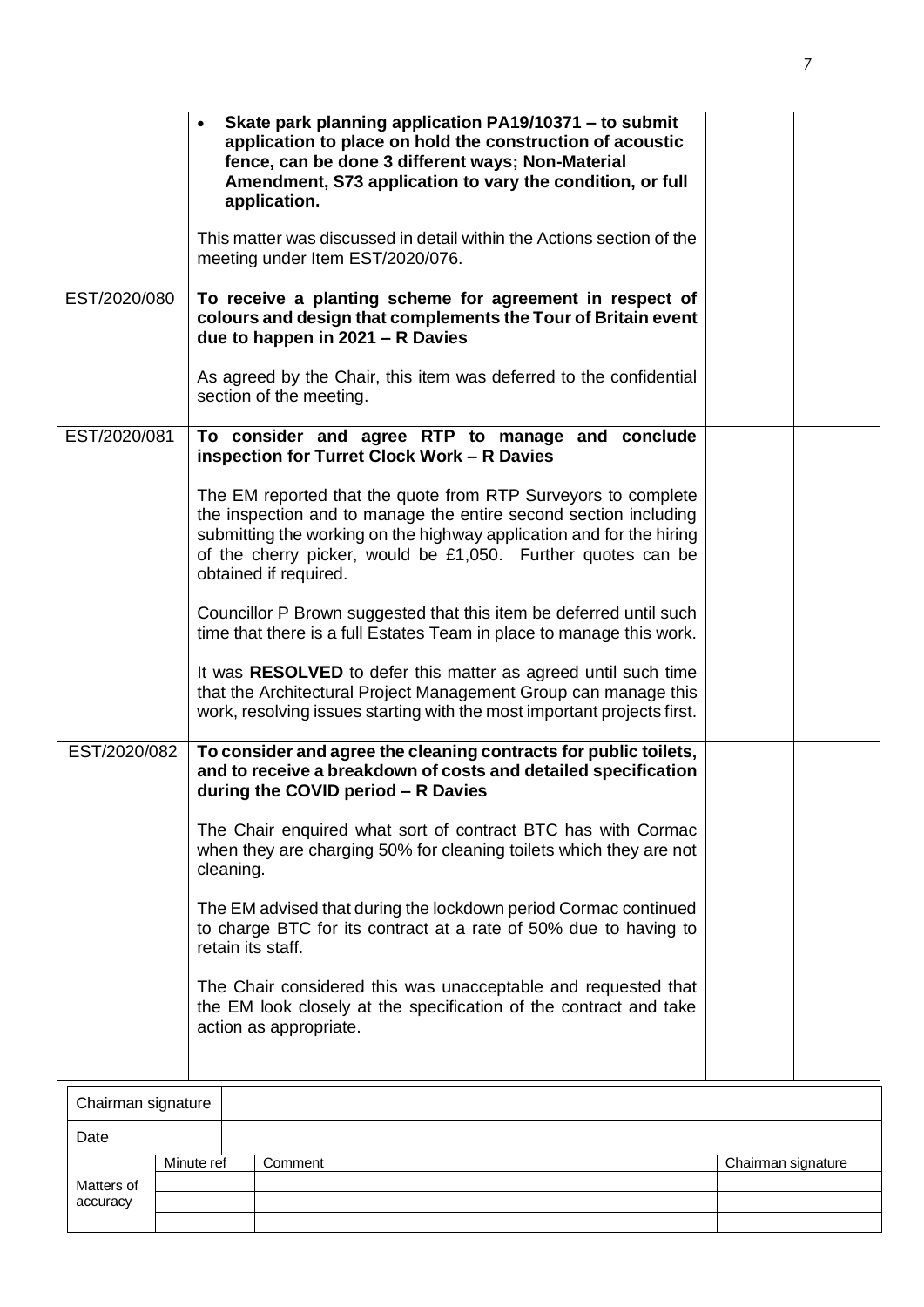| | | | |
|---|---|---|---|
| | • **Skate park planning application PA19/10371 – to submit application to place on hold the construction of acoustic fence, can be done 3 different ways; Non-Material Amendment, S73 application to vary the condition, or full application.**<br><br>This matter was discussed in detail within the Actions section of the meeting under Item EST/2020/076. | | |
| EST/2020/080 | **To receive a planting scheme for agreement in respect of colours and design that complements the Tour of Britain event due to happen in 2021 – R Davies**<br><br>As agreed by the Chair, this item was deferred to the confidential section of the meeting. | | |
| EST/2020/081 | **To consider and agree RTP to manage and conclude inspection for Turret Clock Work – R Davies**<br><br>The EM reported that the quote from RTP Surveyors to complete the inspection and to manage the entire second section including submitting the working on the highway application and for the hiring of the cherry picker, would be £1,050. Further quotes can be obtained if required.<br><br>Councillor P Brown suggested that this item be deferred until such time that there is a full Estates Team in place to manage this work.<br><br>It was **RESOLVED** to defer this matter as agreed until such time that the Architectural Project Management Group can manage this work, resolving issues starting with the most important projects first. | | |
| EST/2020/082 | **To consider and agree the cleaning contracts for public toilets, and to receive a breakdown of costs and detailed specification during the COVID period – R Davies**<br><br>The Chair enquired what sort of contract BTC has with Cormac when they are charging 50% for cleaning toilets which they are not cleaning.<br><br>The EM advised that during the lockdown period Cormac continued to charge BTC for its contract at a rate of 50% due to having to retain its staff.<br><br>The Chair considered this was unacceptable and requested that the EM look closely at the specification of the contract and take action as appropriate. | | |

| Chairman signature | | | |
|---|---|---|---|
| Date | | | |
| Matters of accuracy | Minute ref | Comment | Chairman signature |
| | | | |
| | | | |
| | | | |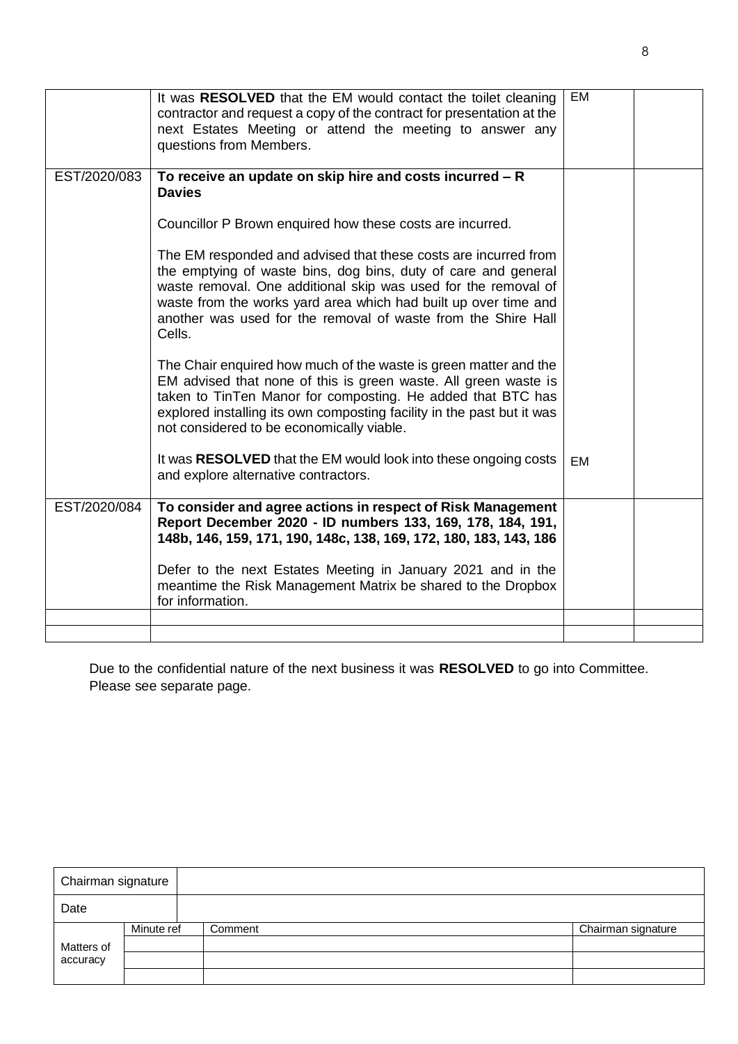| | | | |
|---|---|---|---|
| | It was **RESOLVED** that the EM would contact the toilet cleaning contractor and request a copy of the contract for presentation at the next Estates Meeting or attend the meeting to answer any questions from Members. | EM | |
| EST/2020/083 | **To receive an update on skip hire and costs incurred – R Davies**<br><br>Councillor P Brown enquired how these costs are incurred.<br><br>The EM responded and advised that these costs are incurred from the emptying of waste bins, dog bins, duty of care and general waste removal. One additional skip was used for the removal of waste from the works yard area which had built up over time and another was used for the removal of waste from the Shire Hall Cells.<br><br>The Chair enquired how much of the waste is green matter and the EM advised that none of this is green waste. All green waste is taken to TinTen Manor for composting. He added that BTC has explored installing its own composting facility in the past but it was not considered to be economically viable.<br><br>It was **RESOLVED** that the EM would look into these ongoing costs and explore alternative contractors. | EM | |
| EST/2020/084 | **To consider and agree actions in respect of Risk Management Report December 2020 - ID numbers 133, 169, 178, 184, 191, 148b, 146, 159, 171, 190, 148c, 138, 169, 172, 180, 183, 143, 186**<br><br>Defer to the next Estates Meeting in January 2021 and in the meantime the Risk Management Matrix be shared to the Dropbox for information. | | |
| | | | |
| | | | |

Due to the confidential nature of the next business it was **RESOLVED** to go into Committee. Please see separate page.

| | | | |
|---|---|---|---|
| Chairman signature | | | |
| Date | | | |
| Matters of accuracy | Minute ref | Comment | Chairman signature |
| | | | |
| | | | |
| | | | |